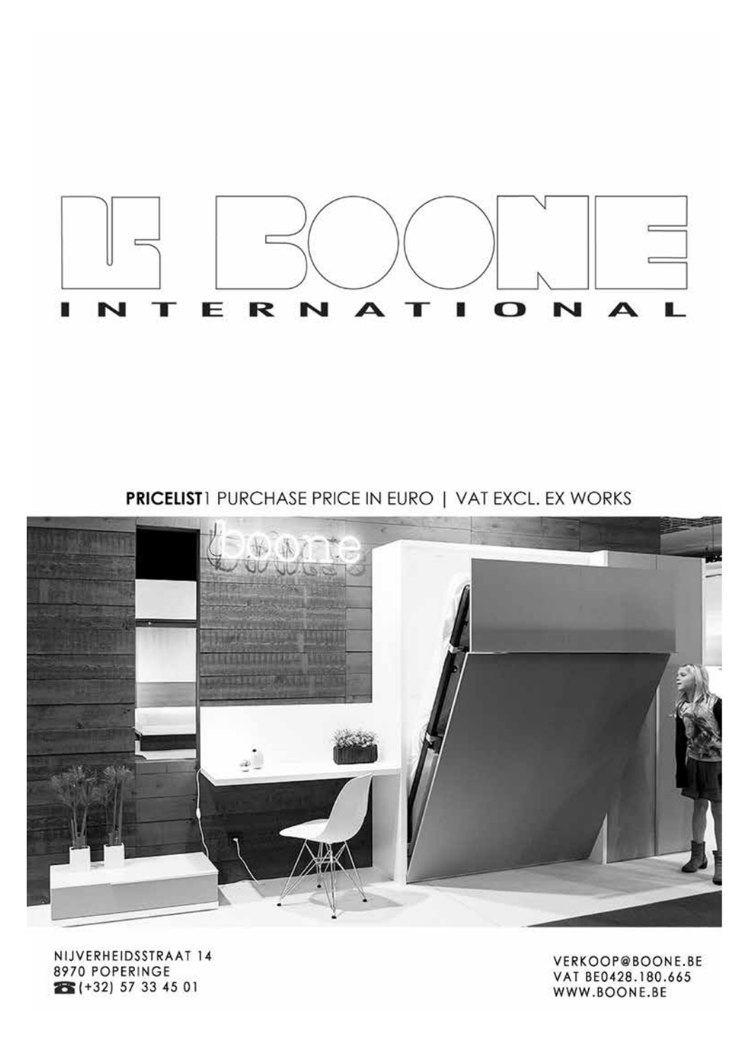# BOONE INTERNATIONAL

**PRICELIST** | PURCHASE PRICE IN EURO | VAT EXCL. EX WORKS

NIJVERHEIDSSTRAAT 14
8970 POPERINGE
(+32) 57 33 45 01

VERKOOP@BOONE.BE
VAT BE0428.180.665
WWW.BOONE.BE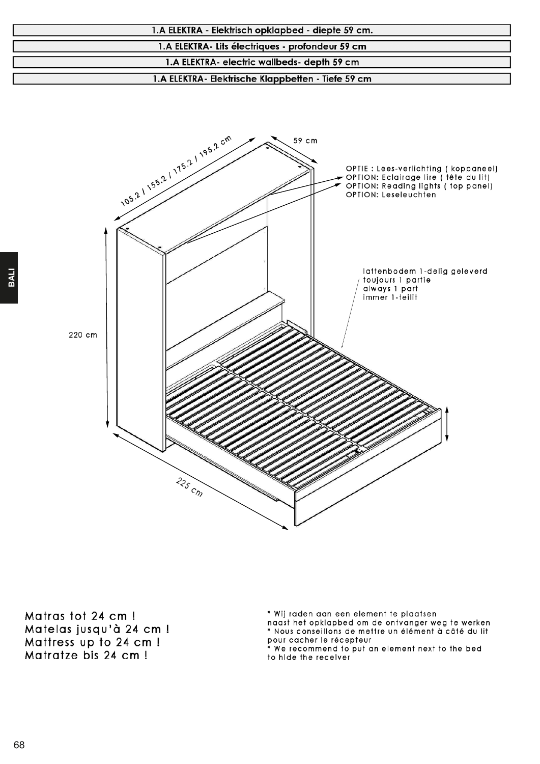## 1.A ELEKTRA - Elektrisch opklapbed - diepte 59 cm.

## 1.A ELEKTRA- Lits électriques - profondeur 59 cm

## 1.A ELEKTRA- electric wallbeds- depth 59 cm

## 1.A ELEKTRA- Elektrische Klappbetten - Tiefe 59 cm

105.2 / 155.2 / 175.2 / 195.2 cm

59 cm

OPTIE : Lees-verlichting ( koppaneel)
OPTION: Eclairage lire ( tête du lit)
OPTION: Reading lights ( top panel)
OPTION: Leseleuchten

lattenbodem 1-delig geleverd
toujours 1 partie
always 1 part
immer 1-teilit

220 cm

225 cm

Matras tot 24 cm !
Matelas jusqu'à 24 cm !
Mattress up to 24 cm !
Matratze bis 24 cm !

* Wij raden aan een element te plaatsen naast het opklapbed om de ontvanger weg te werken
* Nous conseillons de mettre un élément à côté du lit pour cacher le récepteur
* We recommend to put an element next to the bed to hide the receiver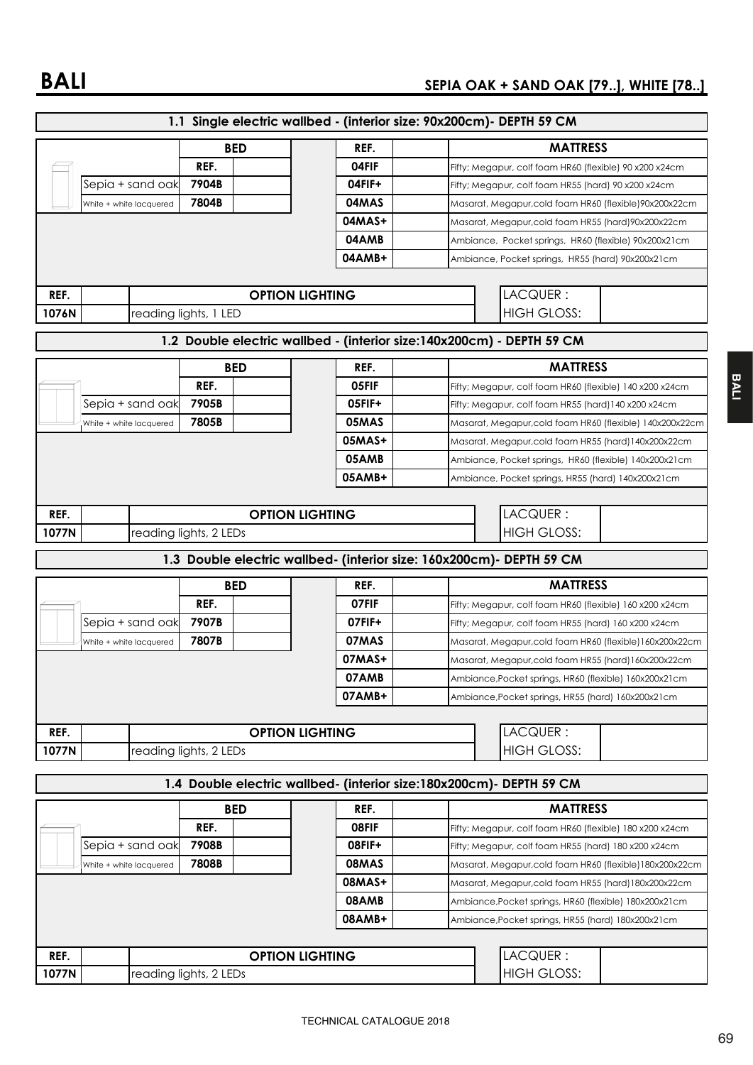# BALI

## SEPIA OAK + SAND OAK [79..], WHITE [78..]

### 1.1 Single electric wallbed - (interior size: 90x200cm)- DEPTH 59 CM

| BED | REF. |
|---|---|
| Sepia + sand oak | **7904B** |
| White + white lacquered | **7804B** |

| REF. | MATTRESS |
|---|---|
| **04FIF** | Fifty; Megapur, colf foam HR60 (flexible) 90 x200 x24cm |
| **04FIF+** | Fifty; Megapur, colf foam HR55 (hard) 90 x200 x24cm |
| **04MAS** | Masarat, Megapur,cold foam HR60 (flexible)90x200x22cm |
| **04MAS+** | Masarat, Megapur,cold foam HR55 (hard)90x200x22cm |
| **04AMB** | Ambiance, Pocket springs, HR60 (flexible) 90x200x21cm |
| **04AMB+** | Ambiance, Pocket springs, HR55 (hard) 90x200x21cm |

| REF. | OPTION LIGHTING |
|---|---|
| **1076N** | reading lights, 1 LED |

LACQUER :
HIGH GLOSS:

### 1.2 Double electric wallbed - (interior size:140x200cm) - DEPTH 59 CM

| BED | REF. |
|---|---|
| Sepia + sand oak | **7905B** |
| White + white lacquered | **7805B** |

| REF. | MATTRESS |
|---|---|
| **05FIF** | Fifty; Megapur, colf foam HR60 (flexible) 140 x200 x24cm |
| **05FIF+** | Fifty; Megapur, colf foam HR55 (hard)140 x200 x24cm |
| **05MAS** | Masarat, Megapur,cold foam HR60 (flexible) 140x200x22cm |
| **05MAS+** | Masarat, Megapur,cold foam HR55 (hard)140x200x22cm |
| **05AMB** | Ambiance, Pocket springs, HR60 (flexible) 140x200x21cm |
| **05AMB+** | Ambiance, Pocket springs, HR55 (hard) 140x200x21cm |

| REF. | OPTION LIGHTING |
|---|---|
| **1077N** | reading lights, 2 LEDs |

LACQUER :
HIGH GLOSS:

### 1.3 Double electric wallbed- (interior size: 160x200cm)- DEPTH 59 CM

| BED | REF. |
|---|---|
| Sepia + sand oak | **7907B** |
| White + white lacquered | **7807B** |

| REF. | MATTRESS |
|---|---|
| **07FIF** | Fifty; Megapur, colf foam HR60 (flexible) 160 x200 x24cm |
| **07FIF+** | Fifty; Megapur, colf foam HR55 (hard) 160 x200 x24cm |
| **07MAS** | Masarat, Megapur,cold foam HR60 (flexible)160x200x22cm |
| **07MAS+** | Masarat, Megapur,cold foam HR55 (hard)160x200x22cm |
| **07AMB** | Ambiance,Pocket springs, HR60 (flexible) 160x200x21cm |
| **07AMB+** | Ambiance,Pocket springs, HR55 (hard) 160x200x21cm |

| REF. | OPTION LIGHTING |
|---|---|
| **1077N** | reading lights, 2 LEDs |

LACQUER :
HIGH GLOSS:

### 1.4 Double electric wallbed- (interior size:180x200cm)- DEPTH 59 CM

| BED | REF. |
|---|---|
| Sepia + sand oak | **7908B** |
| White + white lacquered | **7808B** |

| REF. | MATTRESS |
|---|---|
| **08FIF** | Fifty; Megapur, colf foam HR60 (flexible) 180 x200 x24cm |
| **08FIF+** | Fifty; Megapur, colf foam HR55 (hard) 180 x200 x24cm |
| **08MAS** | Masarat, Megapur,cold foam HR60 (flexible)180x200x22cm |
| **08MAS+** | Masarat, Megapur,cold foam HR55 (hard)180x200x22cm |
| **08AMB** | Ambiance,Pocket springs, HR60 (flexible) 180x200x21cm |
| **08AMB+** | Ambiance,Pocket springs, HR55 (hard) 180x200x21cm |

| REF. | OPTION LIGHTING |
|---|---|
| **1077N** | reading lights, 2 LEDs |

LACQUER :
HIGH GLOSS: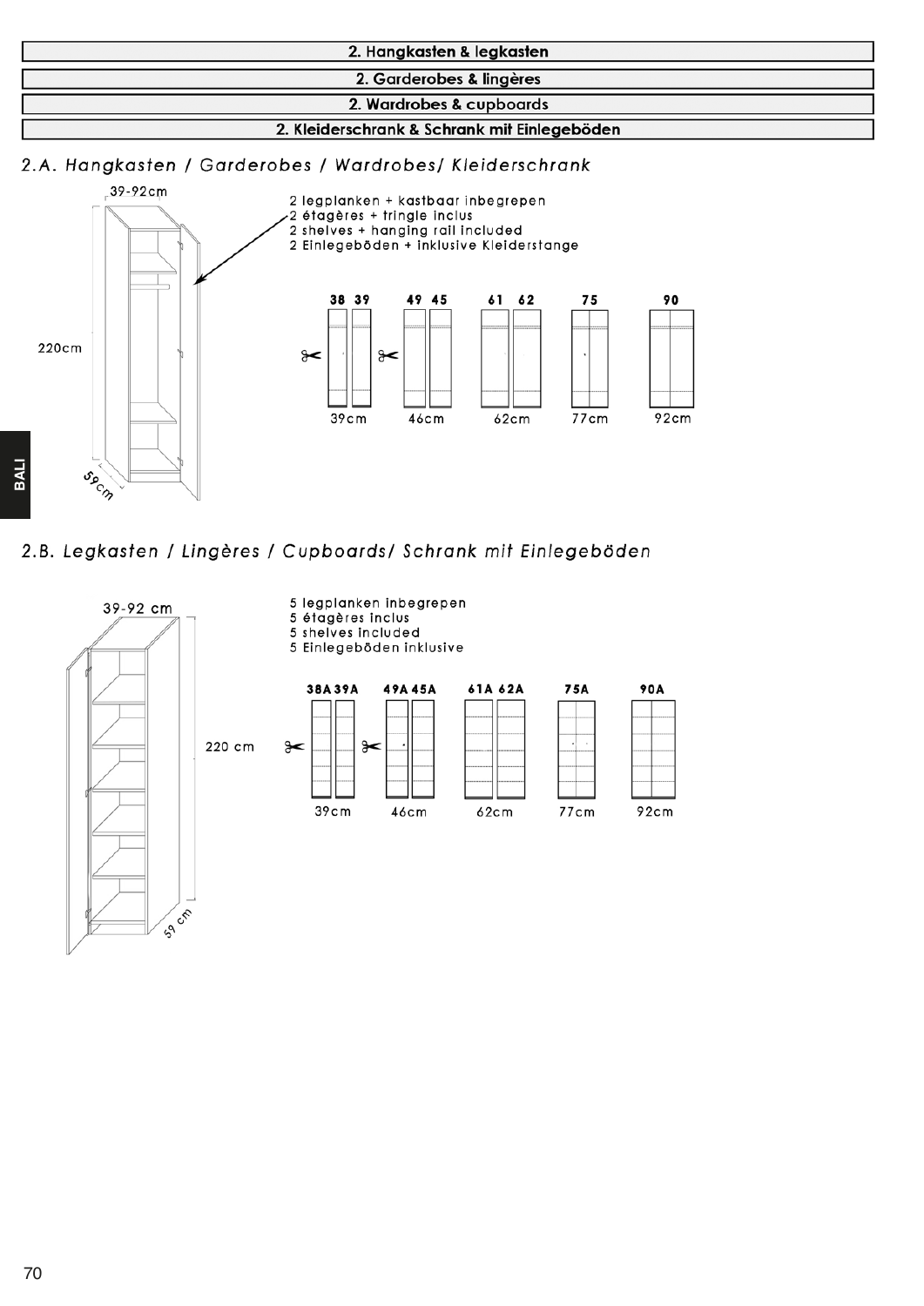## 2. Hangkasten & legkasten

## 2. Garderobes & lingères

## 2. Wardrobes & cupboards

## 2. Kleiderschrank & Schrank mit Einlegeböden

### *2.A. Hangkasten / Garderobes / Wardrobes/ Kleiderschrank*

39-92cm

220cm

59cm

2 legplanken + kastbaar inbegrepen
2 étagères + tringle inclus
2 shelves + hanging rail included
2 Einlegeböden + inklusive Kleiderstange

| 38 39 | 49 45 | 61 62 | 75 | 90 |
|---|---|---|---|---|
| 39cm | 46cm | 62cm | 77cm | 92cm |

### *2.B. Legkasten / Lingères / Cupboards/ Schrank mit Einlegeböden*

39-92 cm

220 cm

59 cm

5 legplanken inbegrepen
5 étagères inclus
5 shelves included
5 Einlegeböden inklusive

| 38A 39A | 49A 45A | 61A 62A | 75A | 90A |
|---|---|---|---|---|
| 39cm | 46cm | 62cm | 77cm | 92cm |

BALI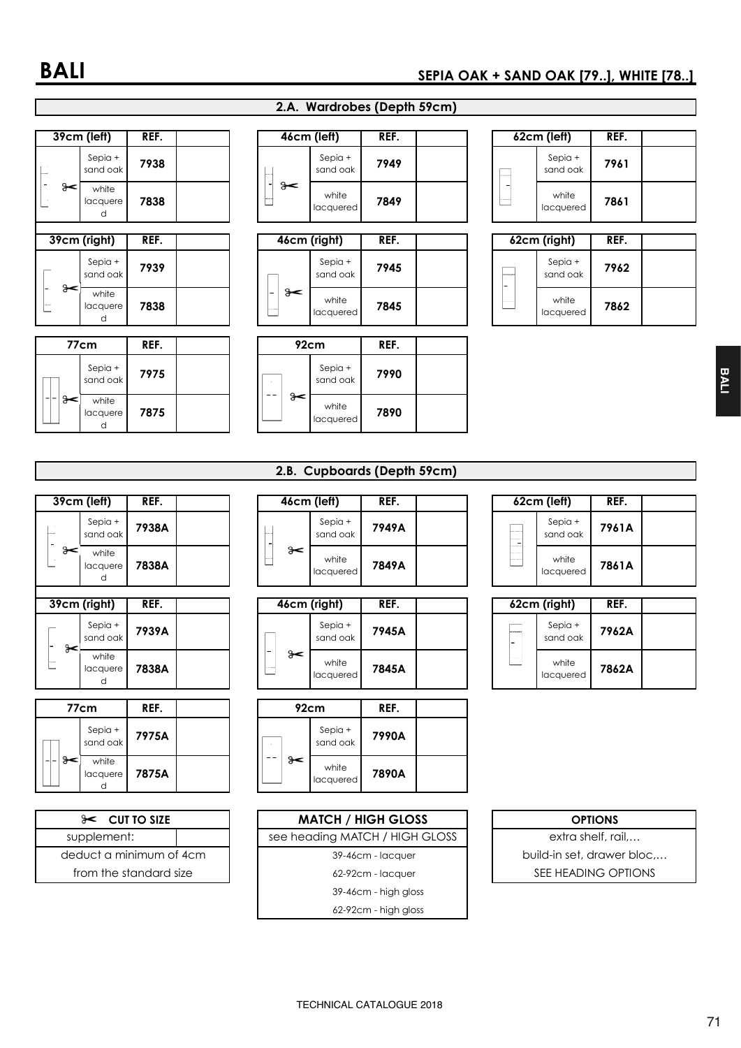# BALI

## SEPIA OAK + SAND OAK [79..], WHITE [78..]

### 2.A. Wardrobes (Depth 59cm)

| 39cm (left) | REF. | |
|---|---|---|
| Sepia + sand oak | 7938 | |
| white lacquered | 7838 | |

| 39cm (right) | REF. | |
|---|---|---|
| Sepia + sand oak | 7939 | |
| white lacquered | 7838 | |

| 77cm | REF. | |
|---|---|---|
| Sepia + sand oak | 7975 | |
| white lacquered | 7875 | |

| 46cm (left) | REF. | |
|---|---|---|
| Sepia + sand oak | 7949 | |
| white lacquered | 7849 | |

| 46cm (right) | REF. | |
|---|---|---|
| Sepia + sand oak | 7945 | |
| white lacquered | 7845 | |

| 92cm | REF. | |
|---|---|---|
| Sepia + sand oak | 7990 | |
| white lacquered | 7890 | |

| 62cm (left) | REF. | |
|---|---|---|
| Sepia + sand oak | 7961 | |
| white lacquered | 7861 | |

| 62cm (right) | REF. | |
|---|---|---|
| Sepia + sand oak | 7962 | |
| white lacquered | 7862 | |

### 2.B. Cupboards (Depth 59cm)

| 39cm (left) | REF. | |
|---|---|---|
| Sepia + sand oak | 7938A | |
| white lacquered | 7838A | |

| 39cm (right) | REF. | |
|---|---|---|
| Sepia + sand oak | 7939A | |
| white lacquered | 7838A | |

| 77cm | REF. | |
|---|---|---|
| Sepia + sand oak | 7975A | |
| white lacquered | 7875A | |

| 46cm (left) | REF. | |
|---|---|---|
| Sepia + sand oak | 7949A | |
| white lacquered | 7849A | |

| 46cm (right) | REF. | |
|---|---|---|
| Sepia + sand oak | 7945A | |
| white lacquered | 7845A | |

| 92cm | REF. | |
|---|---|---|
| Sepia + sand oak | 7990A | |
| white lacquered | 7890A | |

| 62cm (left) | REF. | |
|---|---|---|
| Sepia + sand oak | 7961A | |
| white lacquered | 7861A | |

| 62cm (right) | REF. | |
|---|---|---|
| Sepia + sand oak | 7962A | |
| white lacquered | 7862A | |

| ✂ CUT TO SIZE | |
|---|---|
| supplement: | |
| deduct a minimum of 4cm from the standard size | |

| MATCH / HIGH GLOSS |
|---|
| see heading MATCH / HIGH GLOSS |
| 39-46cm - lacquer |
| 62-92cm - lacquer |
| 39-46cm - high gloss |
| 62-92cm - high gloss |

| OPTIONS |
|---|
| extra shelf, rail,… |
| build-in set, drawer bloc,… |
| SEE HEADING OPTIONS |

TECHNICAL CATALOGUE 2018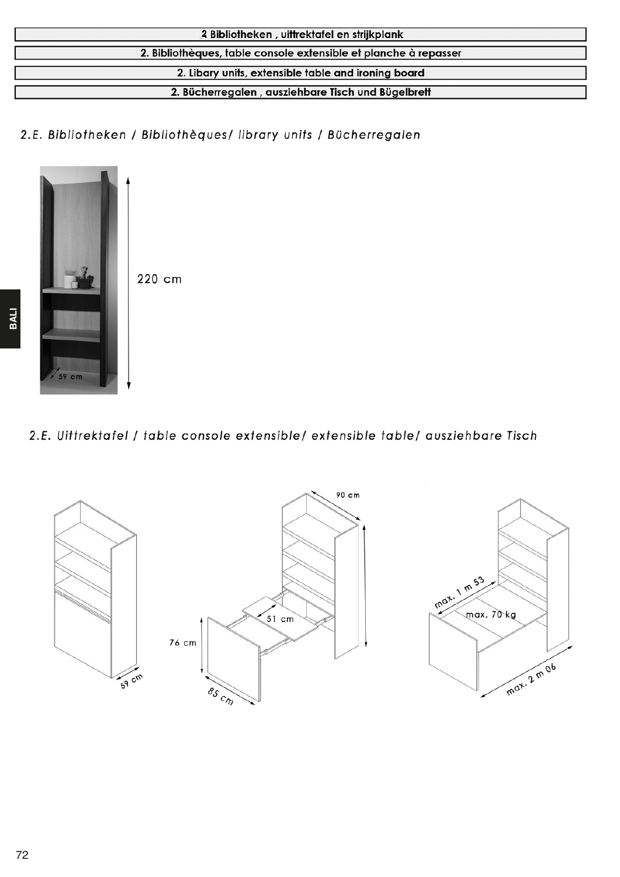# 2 Bibliotheken , uittrektafel en strijkplank

# 2. Bibliothèques, table console extensible et planche à repasser

# 2. Libary units, extensible table and ironing board

# 2. Bücherregalen , ausziehbare Tisch und Bügelbrett

## *2.E. Bibliotheken / Bibliothèques/ library units / Bücherregalen*

220 cm

59 cm

BALI

## *2.E. Uittrektafel / table console extensible/ extensible table/ ausziehbare Tisch*

59 cm

90 cm

51 cm

76 cm

85 cm

max. 1 m 53

max. 70 kg

max. 2 m 06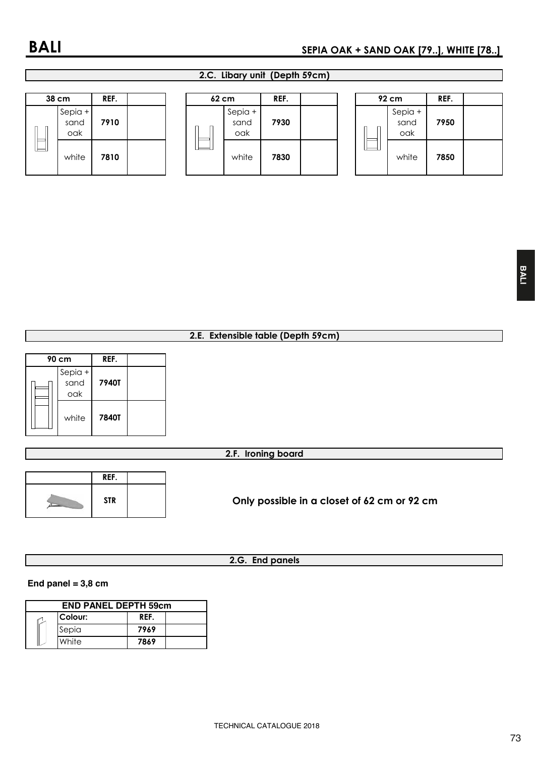# BALI

## SEPIA OAK + SAND OAK [79..], WHITE [78..]

### 2.C. Libary unit (Depth 59cm)

| 38 cm | | REF. | |
|---|---|---|---|
| | Sepia + sand oak | **7910** | |
| | white | **7810** | |

| 62 cm | | REF. | |
|---|---|---|---|
| | Sepia + sand oak | **7930** | |
| | white | **7830** | |

| 92 cm | | REF. | |
|---|---|---|---|
| | Sepia + sand oak | **7950** | |
| | white | **7850** | |

### 2.E. Extensible table (Depth 59cm)

| 90 cm | | REF. | |
|---|---|---|---|
| | Sepia + sand oak | **7940T** | |
| | white | **7840T** | |

### 2.F. Ironing board

| | REF. | |
|---|---|---|
| | **STR** | |

**Only possible in a closet of 62 cm or 92 cm**

### 2.G. End panels

**End panel = 3,8 cm**

| END PANEL DEPTH 59cm | | | |
|---|---|---|---|
| | **Colour:** | **REF.** | |
| | Sepia | **7969** | |
| | White | **7869** | |

TECHNICAL CATALOGUE 2018